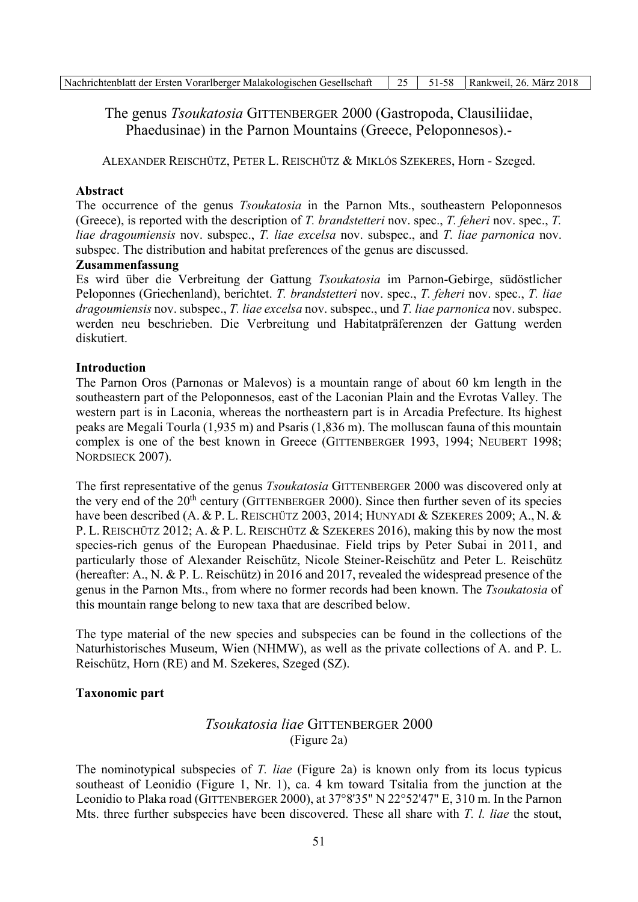# The genus *Tsoukatosia* GITTENBERGER 2000 (Gastropoda, Clausiliidae, Phaedusinae) in the Parnon Mountains (Greece, Peloponnesos).-

ALEXANDER REISCHÜTZ, PETER L. REISCHÜTZ & MIKLÓS SZEKERES, Horn - Szeged.

**Abstract**

The occurrence of the genus *Tsoukatosia* in the Parnon Mts., southeastern Peloponnesos (Greece), is reported with the description of *T. brandstetteri* nov. spec., *T. feheri* nov. spec., *T. liae dragoumiensis* nov. subspec., *T. liae excelsa* nov. subspec., and *T. liae parnonica* nov. subspec. The distribution and habitat preferences of the genus are discussed.

**Zusammenfassung**

Es wird über die Verbreitung der Gattung *Tsoukatosia* im Parnon-Gebirge, südöstlicher Peloponnes (Griechenland), berichtet. *T. brandstetteri* nov. spec., *T. feheri* nov. spec., *T. liae dragoumiensis* nov. subspec., *T. liae excelsa* nov. subspec., und *T. liae parnonica* nov. subspec. werden neu beschrieben. Die Verbreitung und Habitatpräferenzen der Gattung werden diskutiert.

**Introduction**

The Parnon Oros (Parnonas or Malevos) is a mountain range of about 60 km length in the southeastern part of the Peloponnesos, east of the Laconian Plain and the Evrotas Valley. The western part is in Laconia, whereas the northeastern part is in Arcadia Prefecture. Its highest peaks are Megali Tourla (1,935 m) and Psaris (1,836 m). The molluscan fauna of this mountain complex is one of the best known in Greece (GITTENBERGER 1993, 1994; NEUBERT 1998; NORDSIECK 2007).

The first representative of the genus *Tsoukatosia* GITTENBERGER 2000 was discovered only at the very end of the 20th century (GITTENBERGER 2000). Since then further seven of its species have been described (A. & P. L. REISCHÜTZ 2003, 2014; HUNYADI & SZEKERES 2009; A., N. & P. L. REISCHÜTZ 2012; A. & P. L. REISCHÜTZ & SZEKERES 2016), making this by now the most species-rich genus of the European Phaedusinae. Field trips by Peter Subai in 2011, and particularly those of Alexander Reischütz, Nicole Steiner-Reischütz and Peter L. Reischütz (hereafter: A., N. & P. L. Reischütz) in 2016 and 2017, revealed the widespread presence of the genus in the Parnon Mts., from where no former records had been known. The *Tsoukatosia* of this mountain range belong to new taxa that are described below.

The type material of the new species and subspecies can be found in the collections of the Naturhistorisches Museum, Wien (NHMW), as well as the private collections of A. and P. L. Reischütz, Horn (RE) and M. Szekeres, Szeged (SZ).

**Taxonomic part**

## *Tsoukatosia liae* GITTENBERGER 2000
(Figure 2a)

The nominotypical subspecies of *T. liae* (Figure 2a) is known only from its locus typicus southeast of Leonidio (Figure 1, Nr. 1), ca. 4 km toward Tsitalia from the junction at the Leonidio to Plaka road (GITTENBERGER 2000), at 37°8'35" N 22°52'47" E, 310 m. In the Parnon Mts. three further subspecies have been discovered. These all share with *T. l. liae* the stout,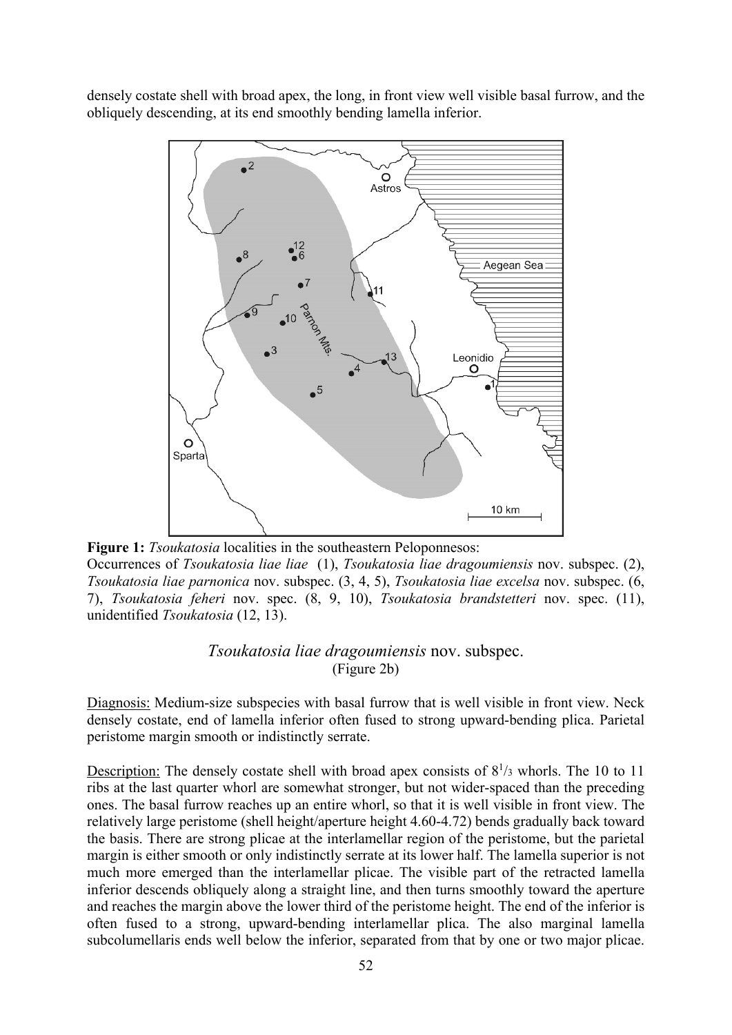densely costate shell with broad apex, the long, in front view well visible basal furrow, and the obliquely descending, at its end smoothly bending lamella inferior.

**Figure 1:** *Tsoukatosia* localities in the southeastern Peloponnesos:
Occurrences of *Tsoukatosia liae liae* (1), *Tsoukatosia liae dragoumiensis* nov. subspec. (2), *Tsoukatosia liae parnonica* nov. subspec. (3, 4, 5), *Tsoukatosia liae excelsa* nov. subspec. (6, 7), *Tsoukatosia feheri* nov. spec. (8, 9, 10), *Tsoukatosia brandstetteri* nov. spec. (11), unidentified *Tsoukatosia* (12, 13).

## *Tsoukatosia liae dragoumiensis* nov. subspec.

(Figure 2b)

Diagnosis: Medium-size subspecies with basal furrow that is well visible in front view. Neck densely costate, end of lamella inferior often fused to strong upward-bending plica. Parietal peristome margin smooth or indistinctly serrate.

Description: The densely costate shell with broad apex consists of $8^{1}/_{3}$ whorls. The 10 to 11 ribs at the last quarter whorl are somewhat stronger, but not wider-spaced than the preceding ones. The basal furrow reaches up an entire whorl, so that it is well visible in front view. The relatively large peristome (shell height/aperture height 4.60-4.72) bends gradually back toward the basis. There are strong plicae at the interlamellar region of the peristome, but the parietal margin is either smooth or only indistinctly serrate at its lower half. The lamella superior is not much more emerged than the interlamellar plicae. The visible part of the retracted lamella inferior descends obliquely along a straight line, and then turns smoothly toward the aperture and reaches the margin above the lower third of the peristome height. The end of the inferior is often fused to a strong, upward-bending interlamellar plica. The also marginal lamella subcolumellaris ends well below the inferior, separated from that by one or two major plicae.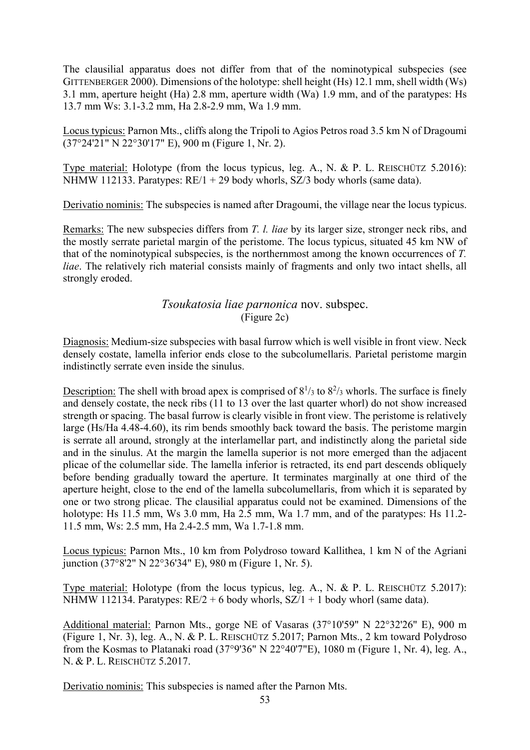The clausilial apparatus does not differ from that of the nominotypical subspecies (see GITTENBERGER 2000). Dimensions of the holotype: shell height (Hs) 12.1 mm, shell width (Ws) 3.1 mm, aperture height (Ha) 2.8 mm, aperture width (Wa) 1.9 mm, and of the paratypes: Hs 13.7 mm Ws: 3.1-3.2 mm, Ha 2.8-2.9 mm, Wa 1.9 mm.

Locus typicus: Parnon Mts., cliffs along the Tripoli to Agios Petros road 3.5 km N of Dragoumi (37°24'21" N 22°30'17" E), 900 m (Figure 1, Nr. 2).

Type material: Holotype (from the locus typicus, leg. A., N. & P. L. REISCHÜTZ 5.2016): NHMW 112133. Paratypes: RE/1 + 29 body whorls, SZ/3 body whorls (same data).

Derivatio nominis: The subspecies is named after Dragoumi, the village near the locus typicus.

Remarks: The new subspecies differs from *T. l. liae* by its larger size, stronger neck ribs, and the mostly serrate parietal margin of the peristome. The locus typicus, situated 45 km NW of that of the nominotypical subspecies, is the northernmost among the known occurrences of *T. liae*. The relatively rich material consists mainly of fragments and only two intact shells, all strongly eroded.

## *Tsoukatosia liae parnonica* nov. subspec.

(Figure 2c)

Diagnosis: Medium-size subspecies with basal furrow which is well visible in front view. Neck densely costate, lamella inferior ends close to the subcolumellaris. Parietal peristome margin indistinctly serrate even inside the sinulus.

Description: The shell with broad apex is comprised of $8^{1}/_{3}$ to $8^{2}/_{3}$ whorls. The surface is finely and densely costate, the neck ribs (11 to 13 over the last quarter whorl) do not show increased strength or spacing. The basal furrow is clearly visible in front view. The peristome is relatively large (Hs/Ha 4.48-4.60), its rim bends smoothly back toward the basis. The peristome margin is serrate all around, strongly at the interlamellar part, and indistinctly along the parietal side and in the sinulus. At the margin the lamella superior is not more emerged than the adjacent plicae of the columellar side. The lamella inferior is retracted, its end part descends obliquely before bending gradually toward the aperture. It terminates marginally at one third of the aperture height, close to the end of the lamella subcolumellaris, from which it is separated by one or two strong plicae. The clausilial apparatus could not be examined. Dimensions of the holotype: Hs 11.5 mm, Ws 3.0 mm, Ha 2.5 mm, Wa 1.7 mm, and of the paratypes: Hs 11.2-11.5 mm, Ws: 2.5 mm, Ha 2.4-2.5 mm, Wa 1.7-1.8 mm.

Locus typicus: Parnon Mts., 10 km from Polydroso toward Kallithea, 1 km N of the Agriani junction (37°8'2" N 22°36'34" E), 980 m (Figure 1, Nr. 5).

Type material: Holotype (from the locus typicus, leg. A., N. & P. L. REISCHÜTZ 5.2017): NHMW 112134. Paratypes: RE/2 + 6 body whorls, SZ/1 + 1 body whorl (same data).

Additional material: Parnon Mts., gorge NE of Vasaras (37°10'59" N 22°32'26" E), 900 m (Figure 1, Nr. 3), leg. A., N. & P. L. REISCHÜTZ 5.2017; Parnon Mts., 2 km toward Polydroso from the Kosmas to Platanaki road (37°9'36" N 22°40'7"E), 1080 m (Figure 1, Nr. 4), leg. A., N. & P. L. REISCHÜTZ 5.2017.

Derivatio nominis: This subspecies is named after the Parnon Mts.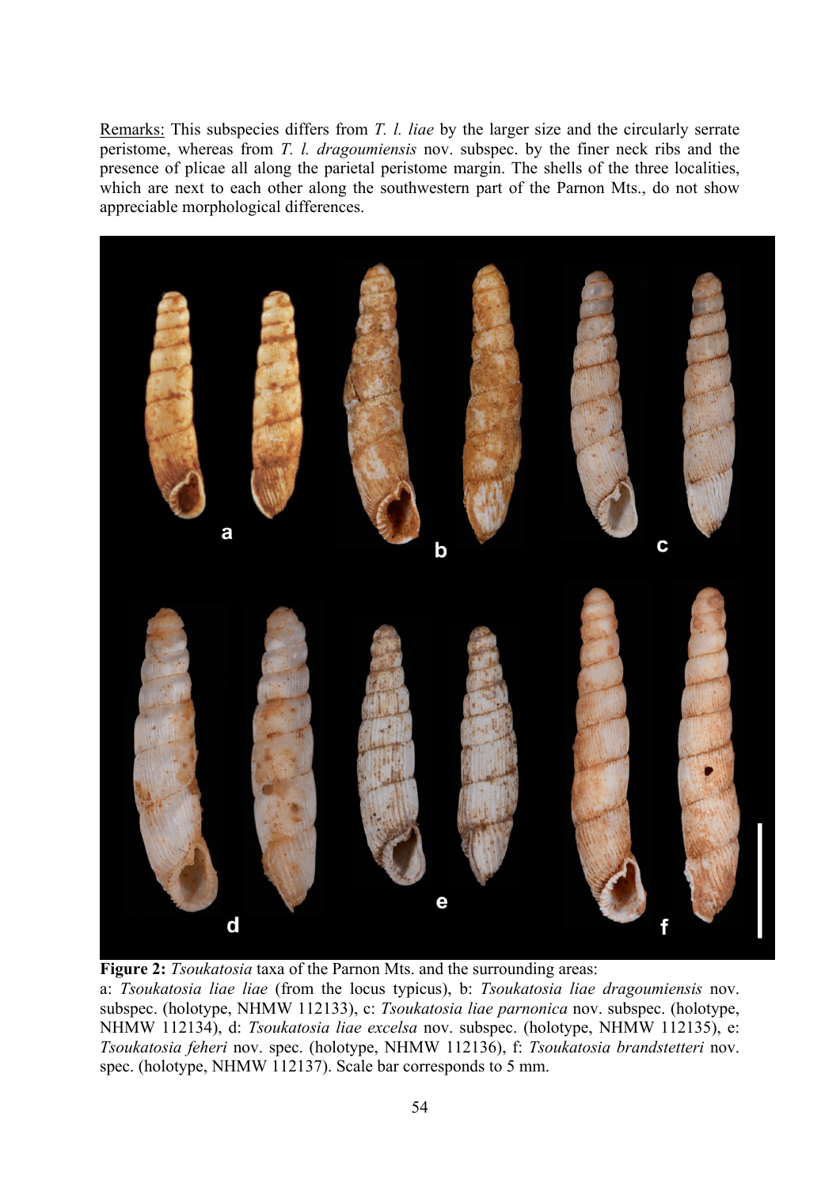Remarks: This subspecies differs from *T. l. liae* by the larger size and the circularly serrate peristome, whereas from *T. l. dragoumiensis* nov. subspec. by the finer neck ribs and the presence of plicae all along the parietal peristome margin. The shells of the three localities, which are next to each other along the southwestern part of the Parnon Mts., do not show appreciable morphological differences.

**Figure 2:** *Tsoukatosia* taxa of the Parnon Mts. and the surrounding areas:
a: *Tsoukatosia liae liae* (from the locus typicus), b: *Tsoukatosia liae dragoumiensis* nov. subspec. (holotype, NHMW 112133), c: *Tsoukatosia liae parnonica* nov. subspec. (holotype, NHMW 112134), d: *Tsoukatosia liae excelsa* nov. subspec. (holotype, NHMW 112135), e: *Tsoukatosia feheri* nov. spec. (holotype, NHMW 112136), f: *Tsoukatosia brandstetteri* nov. spec. (holotype, NHMW 112137). Scale bar corresponds to 5 mm.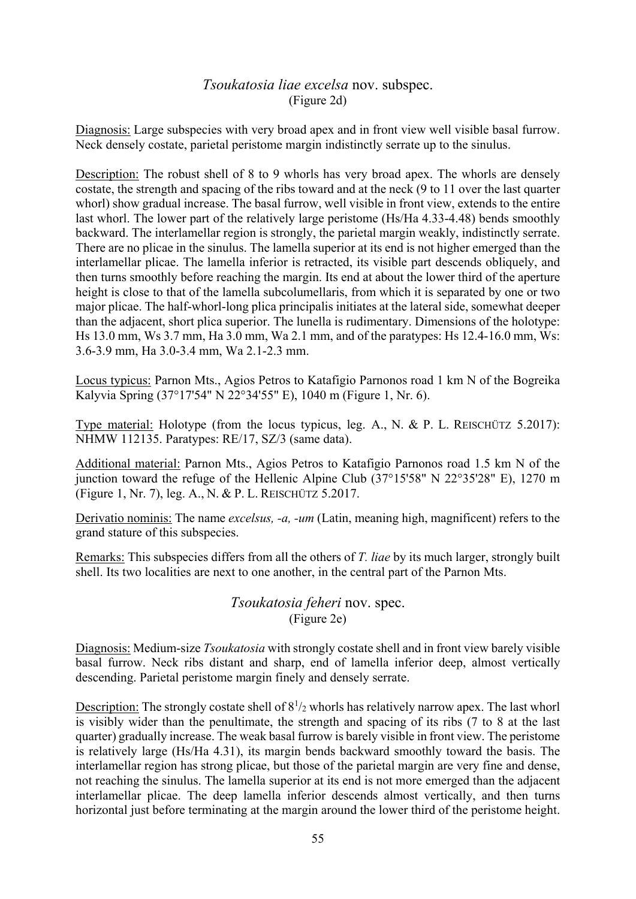## *Tsoukatosia liae excelsa* nov. subspec.

(Figure 2d)

Diagnosis: Large subspecies with very broad apex and in front view well visible basal furrow. Neck densely costate, parietal peristome margin indistinctly serrate up to the sinulus.

Description: The robust shell of 8 to 9 whorls has very broad apex. The whorls are densely costate, the strength and spacing of the ribs toward and at the neck (9 to 11 over the last quarter whorl) show gradual increase. The basal furrow, well visible in front view, extends to the entire last whorl. The lower part of the relatively large peristome (Hs/Ha 4.33-4.48) bends smoothly backward. The interlamellar region is strongly, the parietal margin weakly, indistinctly serrate. There are no plicae in the sinulus. The lamella superior at its end is not higher emerged than the interlamellar plicae. The lamella inferior is retracted, its visible part descends obliquely, and then turns smoothly before reaching the margin. Its end at about the lower third of the aperture height is close to that of the lamella subcolumellaris, from which it is separated by one or two major plicae. The half-whorl-long plica principalis initiates at the lateral side, somewhat deeper than the adjacent, short plica superior. The lunella is rudimentary. Dimensions of the holotype: Hs 13.0 mm, Ws 3.7 mm, Ha 3.0 mm, Wa 2.1 mm, and of the paratypes: Hs 12.4-16.0 mm, Ws: 3.6-3.9 mm, Ha 3.0-3.4 mm, Wa 2.1-2.3 mm.

Locus typicus: Parnon Mts., Agios Petros to Katafigio Parnonos road 1 km N of the Bogreika Kalyvia Spring (37°17'54" N 22°34'55" E), 1040 m (Figure 1, Nr. 6).

Type material: Holotype (from the locus typicus, leg. A., N. & P. L. REISCHÜTZ 5.2017): NHMW 112135. Paratypes: RE/17, SZ/3 (same data).

Additional material: Parnon Mts., Agios Petros to Katafigio Parnonos road 1.5 km N of the junction toward the refuge of the Hellenic Alpine Club (37°15'58" N 22°35'28" E), 1270 m (Figure 1, Nr. 7), leg. A., N. & P. L. REISCHÜTZ 5.2017.

Derivatio nominis: The name *excelsus, -a, -um* (Latin, meaning high, magnificent) refers to the grand stature of this subspecies.

Remarks: This subspecies differs from all the others of *T. liae* by its much larger, strongly built shell. Its two localities are next to one another, in the central part of the Parnon Mts.

## *Tsoukatosia feheri* nov. spec.

(Figure 2e)

Diagnosis: Medium-size *Tsoukatosia* with strongly costate shell and in front view barely visible basal furrow. Neck ribs distant and sharp, end of lamella inferior deep, almost vertically descending. Parietal peristome margin finely and densely serrate.

Description: The strongly costate shell of $8^1/_2$ whorls has relatively narrow apex. The last whorl is visibly wider than the penultimate, the strength and spacing of its ribs (7 to 8 at the last quarter) gradually increase. The weak basal furrow is barely visible in front view. The peristome is relatively large (Hs/Ha 4.31), its margin bends backward smoothly toward the basis. The interlamellar region has strong plicae, but those of the parietal margin are very fine and dense, not reaching the sinulus. The lamella superior at its end is not more emerged than the adjacent interlamellar plicae. The deep lamella inferior descends almost vertically, and then turns horizontal just before terminating at the margin around the lower third of the peristome height.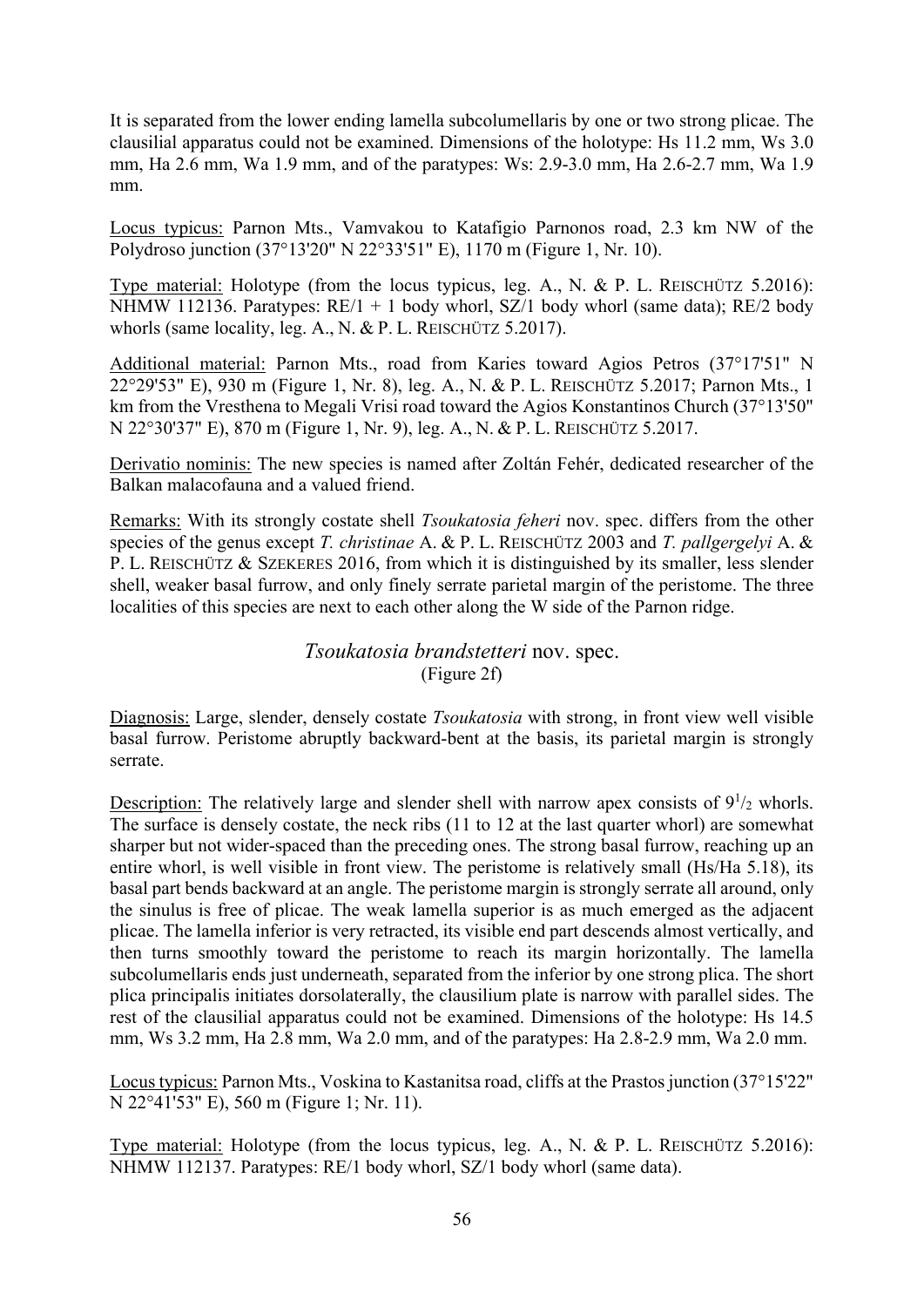It is separated from the lower ending lamella subcolumellaris by one or two strong plicae. The clausilial apparatus could not be examined. Dimensions of the holotype: Hs 11.2 mm, Ws 3.0 mm, Ha 2.6 mm, Wa 1.9 mm, and of the paratypes: Ws: 2.9-3.0 mm, Ha 2.6-2.7 mm, Wa 1.9 mm.

Locus typicus: Parnon Mts., Vamvakou to Katafigio Parnonos road, 2.3 km NW of the Polydroso junction (37°13'20" N 22°33'51" E), 1170 m (Figure 1, Nr. 10).

Type material: Holotype (from the locus typicus, leg. A., N. & P. L. Reischütz 5.2016): NHMW 112136. Paratypes: RE/1 + 1 body whorl, SZ/1 body whorl (same data); RE/2 body whorls (same locality, leg. A., N. & P. L. Reischütz 5.2017).

Additional material: Parnon Mts., road from Karies toward Agios Petros (37°17'51" N 22°29'53" E), 930 m (Figure 1, Nr. 8), leg. A., N. & P. L. Reischütz 5.2017; Parnon Mts., 1 km from the Vresthena to Megali Vrisi road toward the Agios Konstantinos Church (37°13'50" N 22°30'37" E), 870 m (Figure 1, Nr. 9), leg. A., N. & P. L. Reischütz 5.2017.

Derivatio nominis: The new species is named after Zoltán Fehér, dedicated researcher of the Balkan malacofauna and a valued friend.

Remarks: With its strongly costate shell *Tsoukatosia feheri* nov. spec. differs from the other species of the genus except *T. christinae* A. & P. L. Reischütz 2003 and *T. pallgergelyi* A. & P. L. Reischütz & Szekeres 2016, from which it is distinguished by its smaller, less slender shell, weaker basal furrow, and only finely serrate parietal margin of the peristome. The three localities of this species are next to each other along the W side of the Parnon ridge.

## *Tsoukatosia brandstetteri* nov. spec.

(Figure 2f)

Diagnosis: Large, slender, densely costate *Tsoukatosia* with strong, in front view well visible basal furrow. Peristome abruptly backward-bent at the basis, its parietal margin is strongly serrate.

Description: The relatively large and slender shell with narrow apex consists of $9^1/_2$ whorls. The surface is densely costate, the neck ribs (11 to 12 at the last quarter whorl) are somewhat sharper but not wider-spaced than the preceding ones. The strong basal furrow, reaching up an entire whorl, is well visible in front view. The peristome is relatively small (Hs/Ha 5.18), its basal part bends backward at an angle. The peristome margin is strongly serrate all around, only the sinulus is free of plicae. The weak lamella superior is as much emerged as the adjacent plicae. The lamella inferior is very retracted, its visible end part descends almost vertically, and then turns smoothly toward the peristome to reach its margin horizontally. The lamella subcolumellaris ends just underneath, separated from the inferior by one strong plica. The short plica principalis initiates dorsolaterally, the clausilium plate is narrow with parallel sides. The rest of the clausilial apparatus could not be examined. Dimensions of the holotype: Hs 14.5 mm, Ws 3.2 mm, Ha 2.8 mm, Wa 2.0 mm, and of the paratypes: Ha 2.8-2.9 mm, Wa 2.0 mm.

Locus typicus: Parnon Mts., Voskina to Kastanitsa road, cliffs at the Prastos junction (37°15'22" N 22°41'53" E), 560 m (Figure 1; Nr. 11).

Type material: Holotype (from the locus typicus, leg. A., N. & P. L. Reischütz 5.2016): NHMW 112137. Paratypes: RE/1 body whorl, SZ/1 body whorl (same data).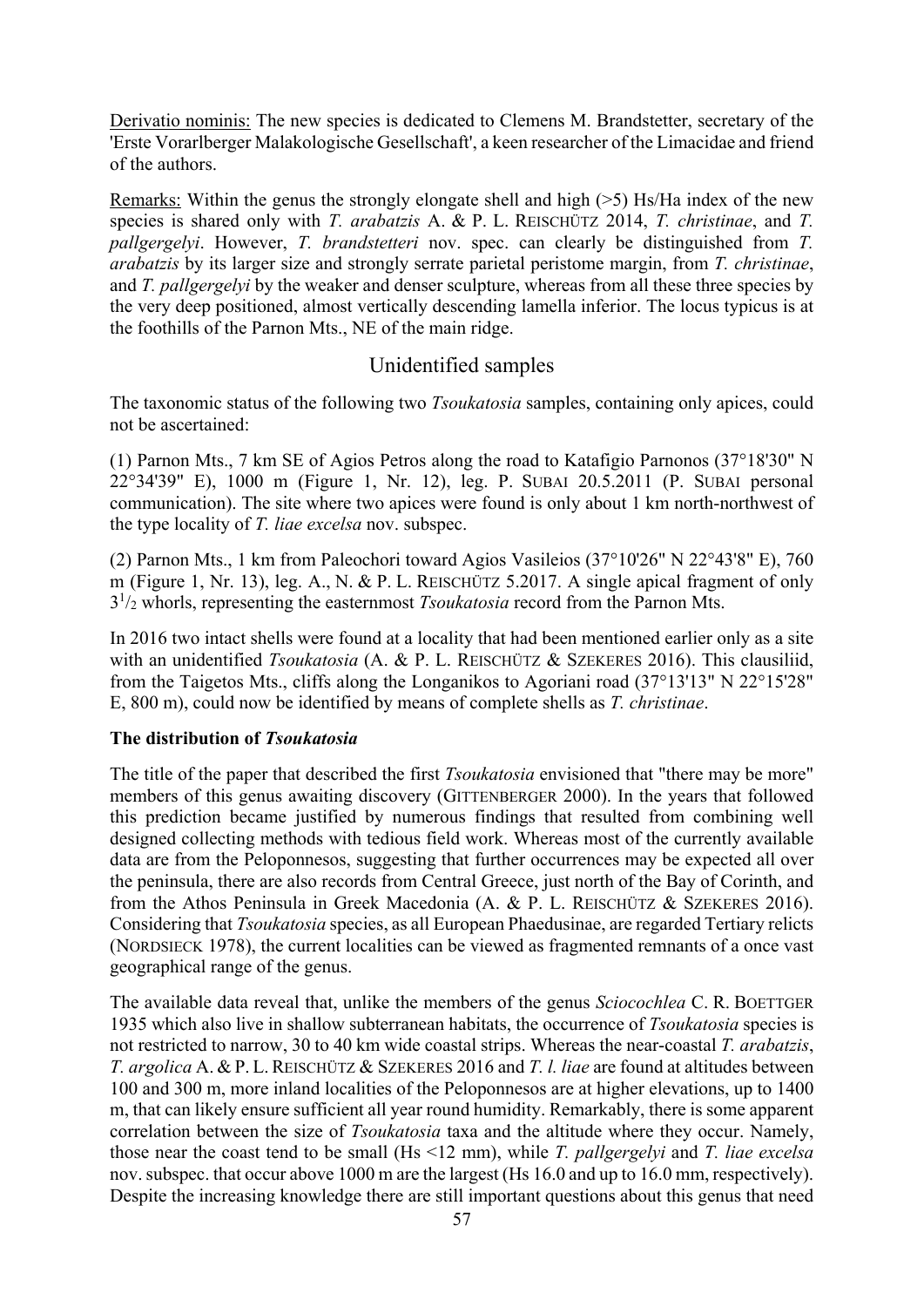Derivatio nominis: The new species is dedicated to Clemens M. Brandstetter, secretary of the 'Erste Vorarlberger Malakologische Gesellschaft', a keen researcher of the Limacidae and friend of the authors.

Remarks: Within the genus the strongly elongate shell and high (>5) Hs/Ha index of the new species is shared only with *T. arabatzis* A. & P. L. REISCHÜTZ 2014, *T. christinae*, and *T. pallgergelyi*. However, *T. brandstetteri* nov. spec. can clearly be distinguished from *T. arabatzis* by its larger size and strongly serrate parietal peristome margin, from *T. christinae*, and *T. pallgergelyi* by the weaker and denser sculpture, whereas from all these three species by the very deep positioned, almost vertically descending lamella inferior. The locus typicus is at the foothills of the Parnon Mts., NE of the main ridge.

## Unidentified samples

The taxonomic status of the following two *Tsoukatosia* samples, containing only apices, could not be ascertained:

(1) Parnon Mts., 7 km SE of Agios Petros along the road to Katafigio Parnonos (37°18'30" N 22°34'39" E), 1000 m (Figure 1, Nr. 12), leg. P. SUBAI 20.5.2011 (P. SUBAI personal communication). The site where two apices were found is only about 1 km north-northwest of the type locality of *T. liae excelsa* nov. subspec.

(2) Parnon Mts., 1 km from Paleochori toward Agios Vasileios (37°10'26" N 22°43'8" E), 760 m (Figure 1, Nr. 13), leg. A., N. & P. L. REISCHÜTZ 5.2017. A single apical fragment of only $3^{1}/_{2}$ whorls, representing the easternmost *Tsoukatosia* record from the Parnon Mts.

In 2016 two intact shells were found at a locality that had been mentioned earlier only as a site with an unidentified *Tsoukatosia* (A. & P. L. REISCHÜTZ & SZEKERES 2016). This clausiliid, from the Taigetos Mts., cliffs along the Longanikos to Agoriani road (37°13'13" N 22°15'28" E, 800 m), could now be identified by means of complete shells as *T. christinae*.

**The distribution of *Tsoukatosia***

The title of the paper that described the first *Tsoukatosia* envisioned that "there may be more" members of this genus awaiting discovery (GITTENBERGER 2000). In the years that followed this prediction became justified by numerous findings that resulted from combining well designed collecting methods with tedious field work. Whereas most of the currently available data are from the Peloponnesos, suggesting that further occurrences may be expected all over the peninsula, there are also records from Central Greece, just north of the Bay of Corinth, and from the Athos Peninsula in Greek Macedonia (A. & P. L. REISCHÜTZ & SZEKERES 2016). Considering that *Tsoukatosia* species, as all European Phaedusinae, are regarded Tertiary relicts (NORDSIECK 1978), the current localities can be viewed as fragmented remnants of a once vast geographical range of the genus.

The available data reveal that, unlike the members of the genus *Sciocochlea* C. R. BOETTGER 1935 which also live in shallow subterranean habitats, the occurrence of *Tsoukatosia* species is not restricted to narrow, 30 to 40 km wide coastal strips. Whereas the near-coastal *T. arabatzis*, *T. argolica* A. & P. L. REISCHÜTZ & SZEKERES 2016 and *T. l. liae* are found at altitudes between 100 and 300 m, more inland localities of the Peloponnesos are at higher elevations, up to 1400 m, that can likely ensure sufficient all year round humidity. Remarkably, there is some apparent correlation between the size of *Tsoukatosia* taxa and the altitude where they occur. Namely, those near the coast tend to be small (Hs <12 mm), while *T. pallgergelyi* and *T. liae excelsa* nov. subspec. that occur above 1000 m are the largest (Hs 16.0 and up to 16.0 mm, respectively). Despite the increasing knowledge there are still important questions about this genus that need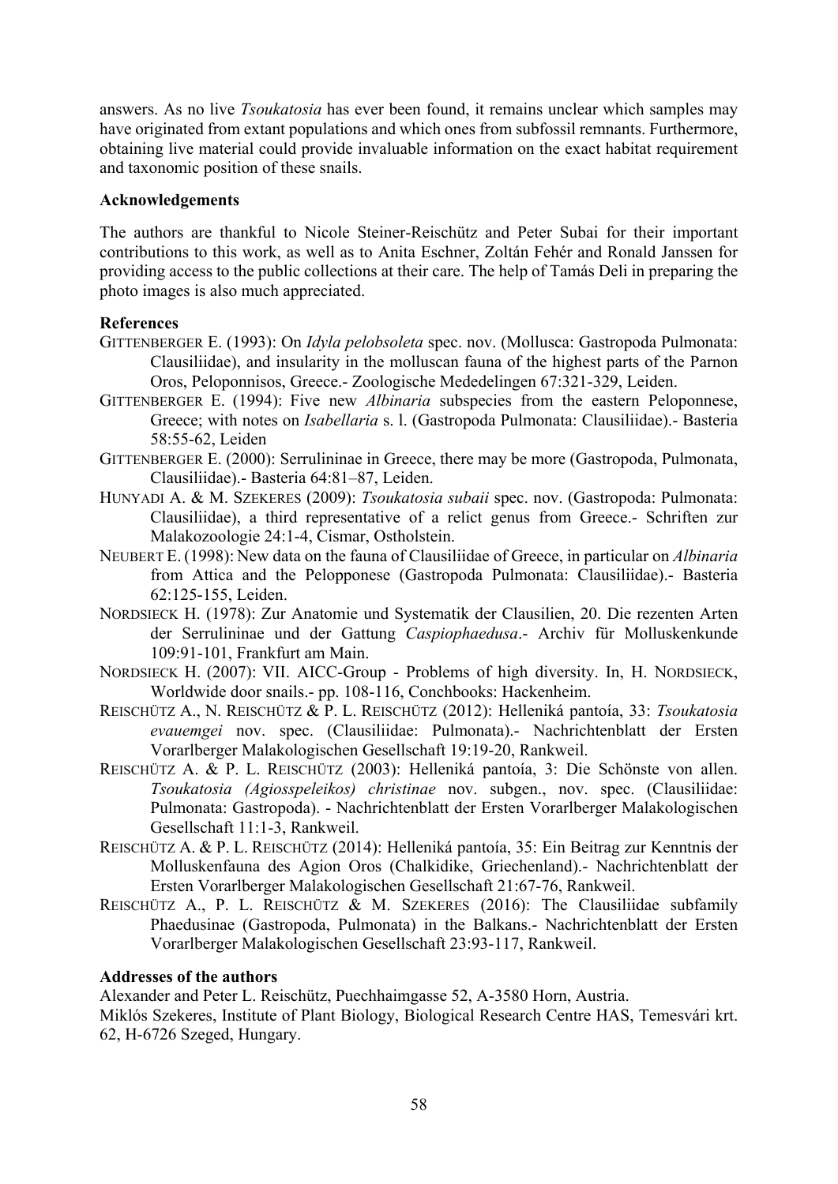answers. As no live *Tsoukatosia* has ever been found, it remains unclear which samples may have originated from extant populations and which ones from subfossil remnants. Furthermore, obtaining live material could provide invaluable information on the exact habitat requirement and taxonomic position of these snails.

**Acknowledgements**

The authors are thankful to Nicole Steiner-Reischütz and Peter Subai for their important contributions to this work, as well as to Anita Eschner, Zoltán Fehér and Ronald Janssen for providing access to the public collections at their care. The help of Tamás Deli in preparing the photo images is also much appreciated.

**References**

GITTENBERGER E. (1993): On *Idyla pelobsoleta* spec. nov. (Mollusca: Gastropoda Pulmonata: Clausiliidae), and insularity in the molluscan fauna of the highest parts of the Parnon Oros, Peloponnisos, Greece.- Zoologische Mededelingen 67:321-329, Leiden.

GITTENBERGER E. (1994): Five new *Albinaria* subspecies from the eastern Peloponnese, Greece; with notes on *Isabellaria* s. l. (Gastropoda Pulmonata: Clausiliidae).- Basteria 58:55-62, Leiden

GITTENBERGER E. (2000): Serrulininae in Greece, there may be more (Gastropoda, Pulmonata, Clausiliidae).- Basteria 64:81–87, Leiden.

HUNYADI A. & M. SZEKERES (2009): *Tsoukatosia subaii* spec. nov. (Gastropoda: Pulmonata: Clausiliidae), a third representative of a relict genus from Greece.- Schriften zur Malakozoologie 24:1-4, Cismar, Ostholstein.

NEUBERT E. (1998): New data on the fauna of Clausiliidae of Greece, in particular on *Albinaria* from Attica and the Pelopponese (Gastropoda Pulmonata: Clausiliidae).- Basteria 62:125-155, Leiden.

NORDSIECK H. (1978): Zur Anatomie und Systematik der Clausilien, 20. Die rezenten Arten der Serrulininae und der Gattung *Caspiophaedusa*.- Archiv für Molluskenkunde 109:91-101, Frankfurt am Main.

NORDSIECK H. (2007): VII. AICC-Group - Problems of high diversity. In, H. NORDSIECK, Worldwide door snails.- pp. 108-116, Conchbooks: Hackenheim.

REISCHÜTZ A., N. REISCHÜTZ & P. L. REISCHÜTZ (2012): Helleniká pantoía, 33: *Tsoukatosia evauemgei* nov. spec. (Clausiliidae: Pulmonata).- Nachrichtenblatt der Ersten Vorarlberger Malakologischen Gesellschaft 19:19-20, Rankweil.

REISCHÜTZ A. & P. L. REISCHÜTZ (2003): Helleniká pantoía, 3: Die Schönste von allen. *Tsoukatosia (Agiosspeleikos) christinae* nov. subgen., nov. spec. (Clausiliidae: Pulmonata: Gastropoda). - Nachrichtenblatt der Ersten Vorarlberger Malakologischen Gesellschaft 11:1-3, Rankweil.

REISCHÜTZ A. & P. L. REISCHÜTZ (2014): Helleniká pantoía, 35: Ein Beitrag zur Kenntnis der Molluskenfauna des Agion Oros (Chalkidike, Griechenland).- Nachrichtenblatt der Ersten Vorarlberger Malakologischen Gesellschaft 21:67-76, Rankweil.

REISCHÜTZ A., P. L. REISCHÜTZ & M. SZEKERES (2016): The Clausiliidae subfamily Phaedusinae (Gastropoda, Pulmonata) in the Balkans.- Nachrichtenblatt der Ersten Vorarlberger Malakologischen Gesellschaft 23:93-117, Rankweil.

**Addresses of the authors**

Alexander and Peter L. Reischütz, Puechhaimgasse 52, A-3580 Horn, Austria.

Miklós Szekeres, Institute of Plant Biology, Biological Research Centre HAS, Temesvári krt. 62, H-6726 Szeged, Hungary.